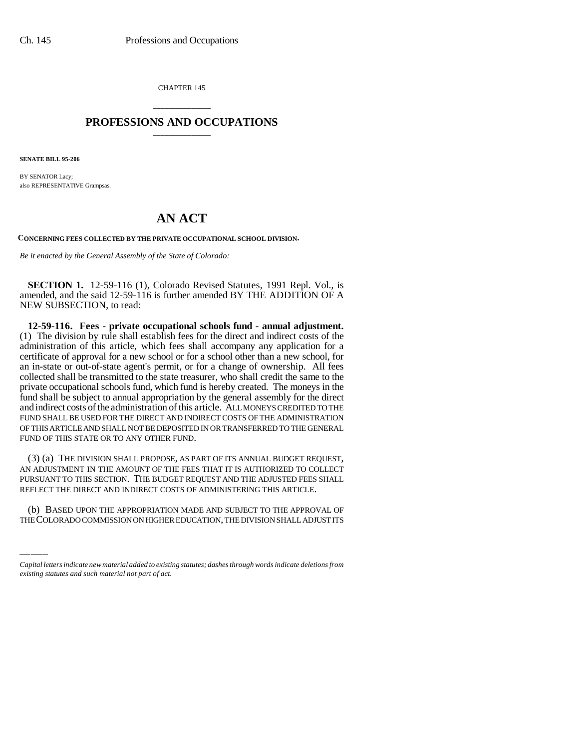CHAPTER 145

# PROFESSIONS AND OCCUPATIONS

**SENATE BILL 95-206**

BY SENATOR Lacy;
also REPRESENTATIVE Grampsas.

# AN ACT

**CONCERNING FEES COLLECTED BY THE PRIVATE OCCUPATIONAL SCHOOL DIVISION.**

*Be it enacted by the General Assembly of the State of Colorado:*

**SECTION 1.** 12-59-116 (1), Colorado Revised Statutes, 1991 Repl. Vol., is amended, and the said 12-59-116 is further amended BY THE ADDITION OF A NEW SUBSECTION, to read:

**12-59-116. Fees - private occupational schools fund - annual adjustment.** (1) The division by rule shall establish fees for the direct and indirect costs of the administration of this article, which fees shall accompany any application for a certificate of approval for a new school or for a school other than a new school, for an in-state or out-of-state agent's permit, or for a change of ownership. All fees collected shall be transmitted to the state treasurer, who shall credit the same to the private occupational schools fund, which fund is hereby created. The moneys in the fund shall be subject to annual appropriation by the general assembly for the direct and indirect costs of the administration of this article. ALL MONEYS CREDITED TO THE FUND SHALL BE USED FOR THE DIRECT AND INDIRECT COSTS OF THE ADMINISTRATION OF THIS ARTICLE AND SHALL NOT BE DEPOSITED IN OR TRANSFERRED TO THE GENERAL FUND OF THIS STATE OR TO ANY OTHER FUND.

(3) (a) THE DIVISION SHALL PROPOSE, AS PART OF ITS ANNUAL BUDGET REQUEST, AN ADJUSTMENT IN THE AMOUNT OF THE FEES THAT IT IS AUTHORIZED TO COLLECT PURSUANT TO THIS SECTION. THE BUDGET REQUEST AND THE ADJUSTED FEES SHALL REFLECT THE DIRECT AND INDIRECT COSTS OF ADMINISTERING THIS ARTICLE.

(b) BASED UPON THE APPROPRIATION MADE AND SUBJECT TO THE APPROVAL OF THE COLORADO COMMISSION ON HIGHER EDUCATION, THE DIVISION SHALL ADJUST ITS

*Capital letters indicate new material added to existing statutes; dashes through words indicate deletions from existing statutes and such material not part of act.*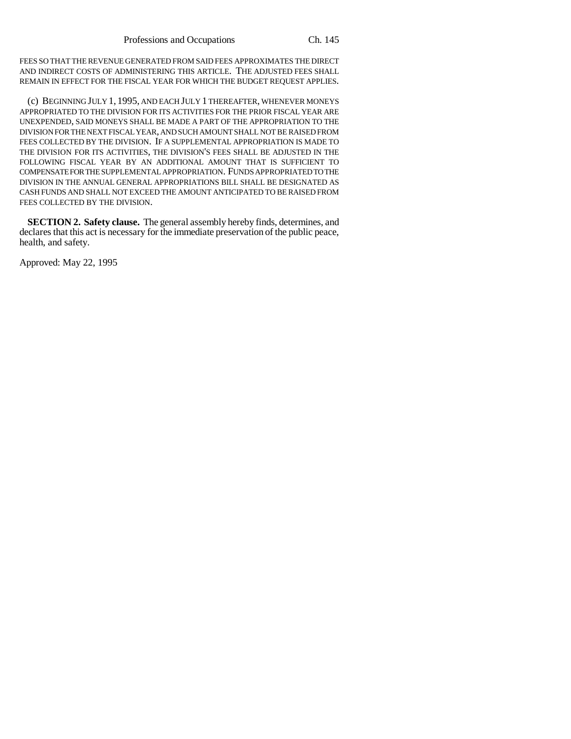FEES SO THAT THE REVENUE GENERATED FROM SAID FEES APPROXIMATES THE DIRECT AND INDIRECT COSTS OF ADMINISTERING THIS ARTICLE. THE ADJUSTED FEES SHALL REMAIN IN EFFECT FOR THE FISCAL YEAR FOR WHICH THE BUDGET REQUEST APPLIES.

(c) BEGINNING JULY 1, 1995, AND EACH JULY 1 THEREAFTER, WHENEVER MONEYS APPROPRIATED TO THE DIVISION FOR ITS ACTIVITIES FOR THE PRIOR FISCAL YEAR ARE UNEXPENDED, SAID MONEYS SHALL BE MADE A PART OF THE APPROPRIATION TO THE DIVISION FOR THE NEXT FISCAL YEAR, AND SUCH AMOUNT SHALL NOT BE RAISED FROM FEES COLLECTED BY THE DIVISION. IF A SUPPLEMENTAL APPROPRIATION IS MADE TO THE DIVISION FOR ITS ACTIVITIES, THE DIVISION'S FEES SHALL BE ADJUSTED IN THE FOLLOWING FISCAL YEAR BY AN ADDITIONAL AMOUNT THAT IS SUFFICIENT TO COMPENSATE FOR THE SUPPLEMENTAL APPROPRIATION. FUNDS APPROPRIATED TO THE DIVISION IN THE ANNUAL GENERAL APPROPRIATIONS BILL SHALL BE DESIGNATED AS CASH FUNDS AND SHALL NOT EXCEED THE AMOUNT ANTICIPATED TO BE RAISED FROM FEES COLLECTED BY THE DIVISION.

**SECTION 2. Safety clause.** The general assembly hereby finds, determines, and declares that this act is necessary for the immediate preservation of the public peace, health, and safety.

Approved: May 22, 1995